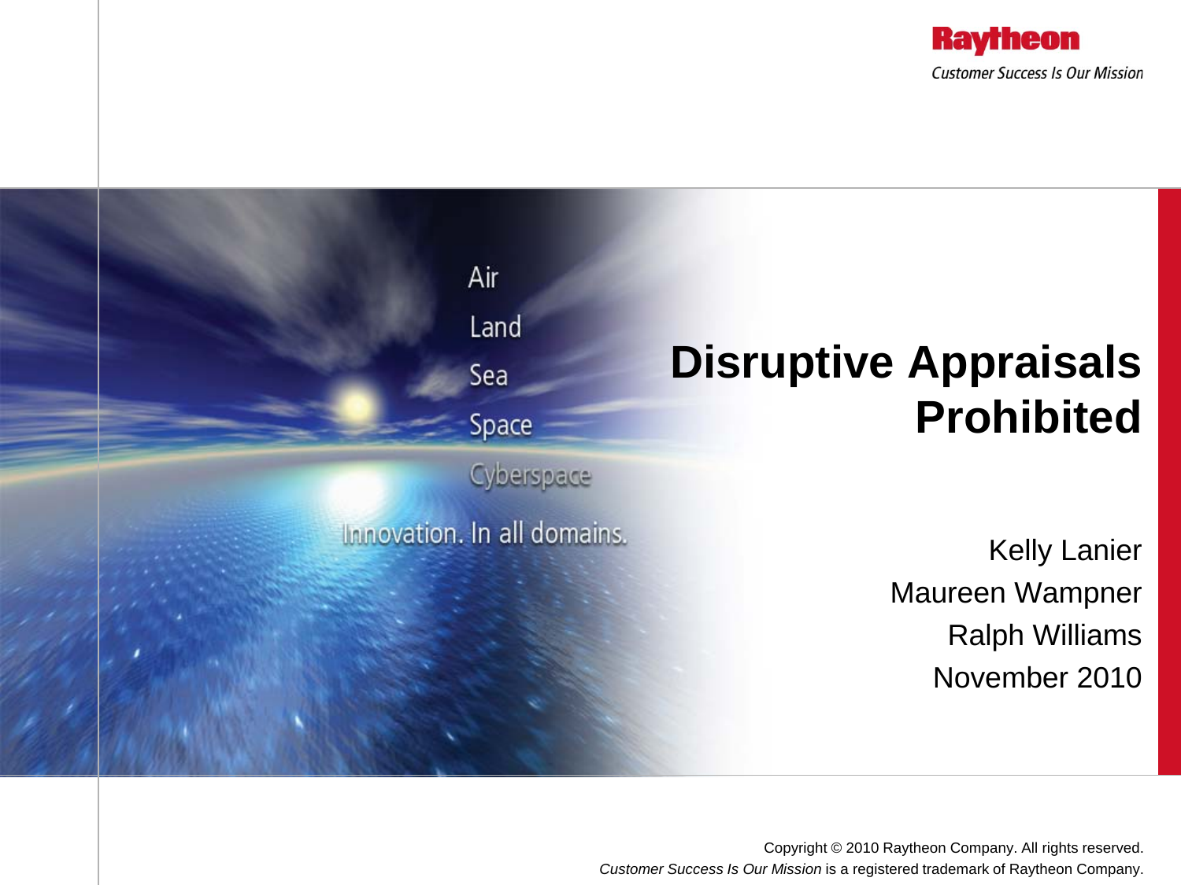Raytheon

*Customer Success Is Our Mission*

Air

Land

Sea

Space

Cyberspace

Innovation. In all domains.

# Disruptive Appraisals Prohibited

Kelly Lanier

Maureen Wampner

Ralph Williams

November 2010

Copyright © 2010 Raytheon Company. All rights reserved.

*Customer Success Is Our Mission* is a registered trademark of Raytheon Company.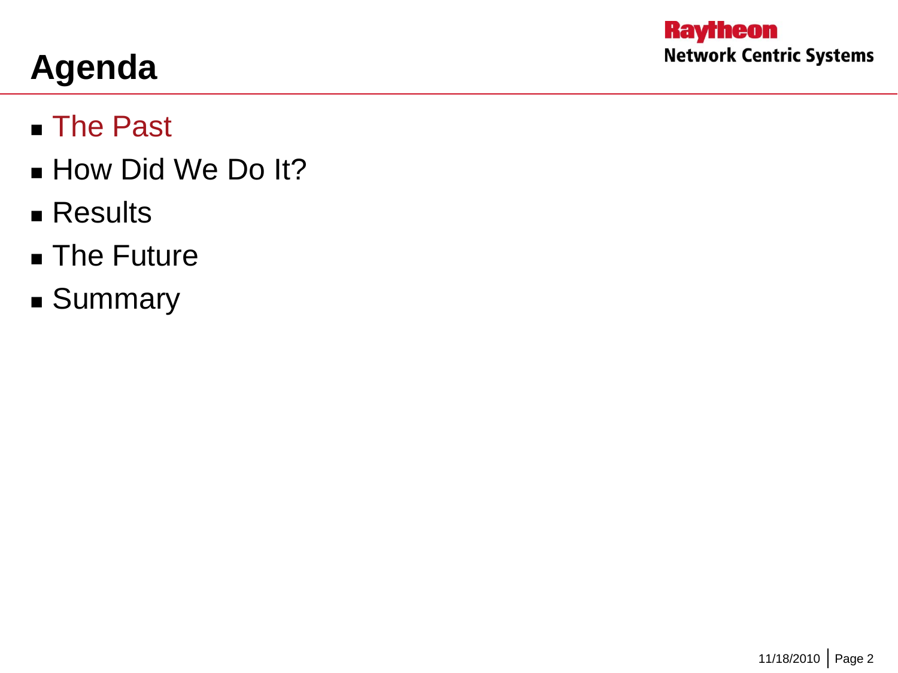# Agenda

- The Past
- How Did We Do It?
- Results
- The Future
- Summary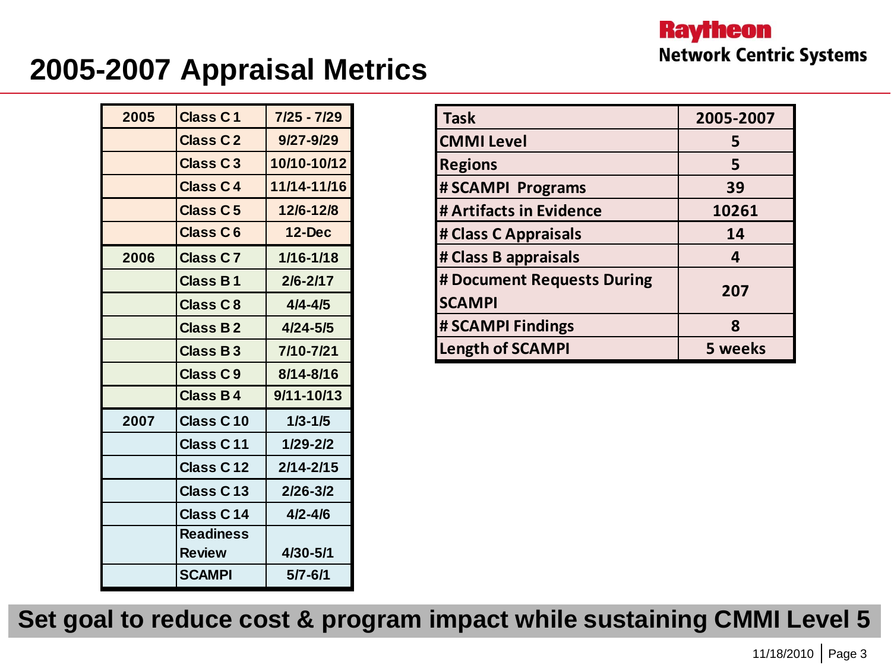# 2005-2007 Appraisal Metrics

| | | |
|---|---|---|
| 2005 | Class C 1 | 7/25 - 7/29 |
| | Class C 2 | 9/27-9/29 |
| | Class C 3 | 10/10-10/12 |
| | Class C 4 | 11/14-11/16 |
| | Class C 5 | 12/6-12/8 |
| | Class C 6 | 12-Dec |
| 2006 | Class C 7 | 1/16-1/18 |
| | Class B 1 | 2/6-2/17 |
| | Class C 8 | 4/4-4/5 |
| | Class B 2 | 4/24-5/5 |
| | Class B 3 | 7/10-7/21 |
| | Class C 9 | 8/14-8/16 |
| | Class B 4 | 9/11-10/13 |
| 2007 | Class C 10 | 1/3-1/5 |
| | Class C 11 | 1/29-2/2 |
| | Class C 12 | 2/14-2/15 |
| | Class C 13 | 2/26-3/2 |
| | Class C 14 | 4/2-4/6 |
| | Readiness Review | 4/30-5/1 |
| | SCAMPI | 5/7-6/1 |

| Task | 2005-2007 |
|---|---|
| CMMI Level | 5 |
| Regions | 5 |
| # SCAMPI Programs | 39 |
| # Artifacts in Evidence | 10261 |
| # Class C Appraisals | 14 |
| # Class B appraisals | 4 |
| # Document Requests During SCAMPI | 207 |
| # SCAMPI Findings | 8 |
| Length of SCAMPI | 5 weeks |

**Set goal to reduce cost & program impact while sustaining CMMI Level 5**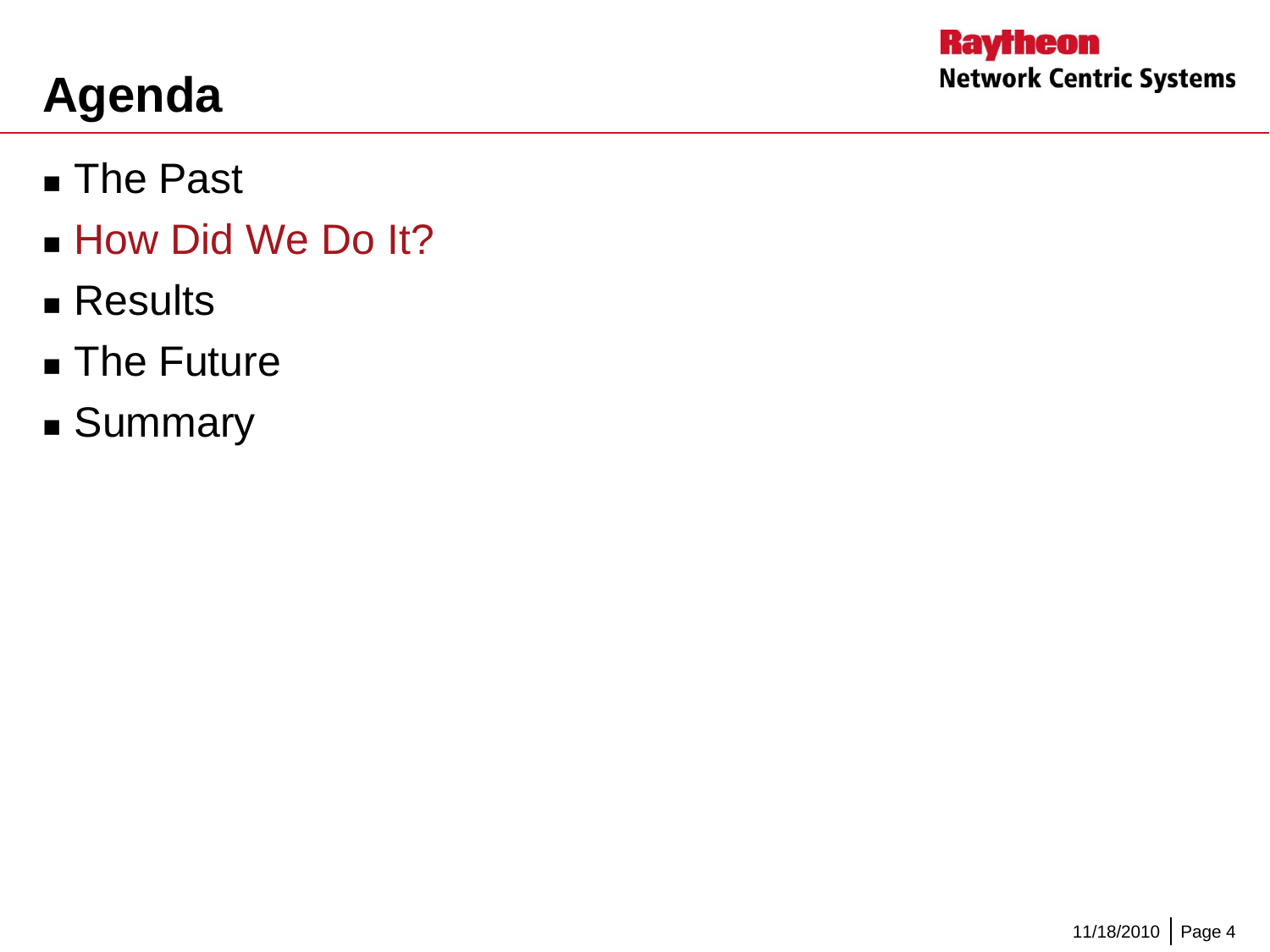# Agenda

- The Past
- How Did We Do It?
- Results
- The Future
- Summary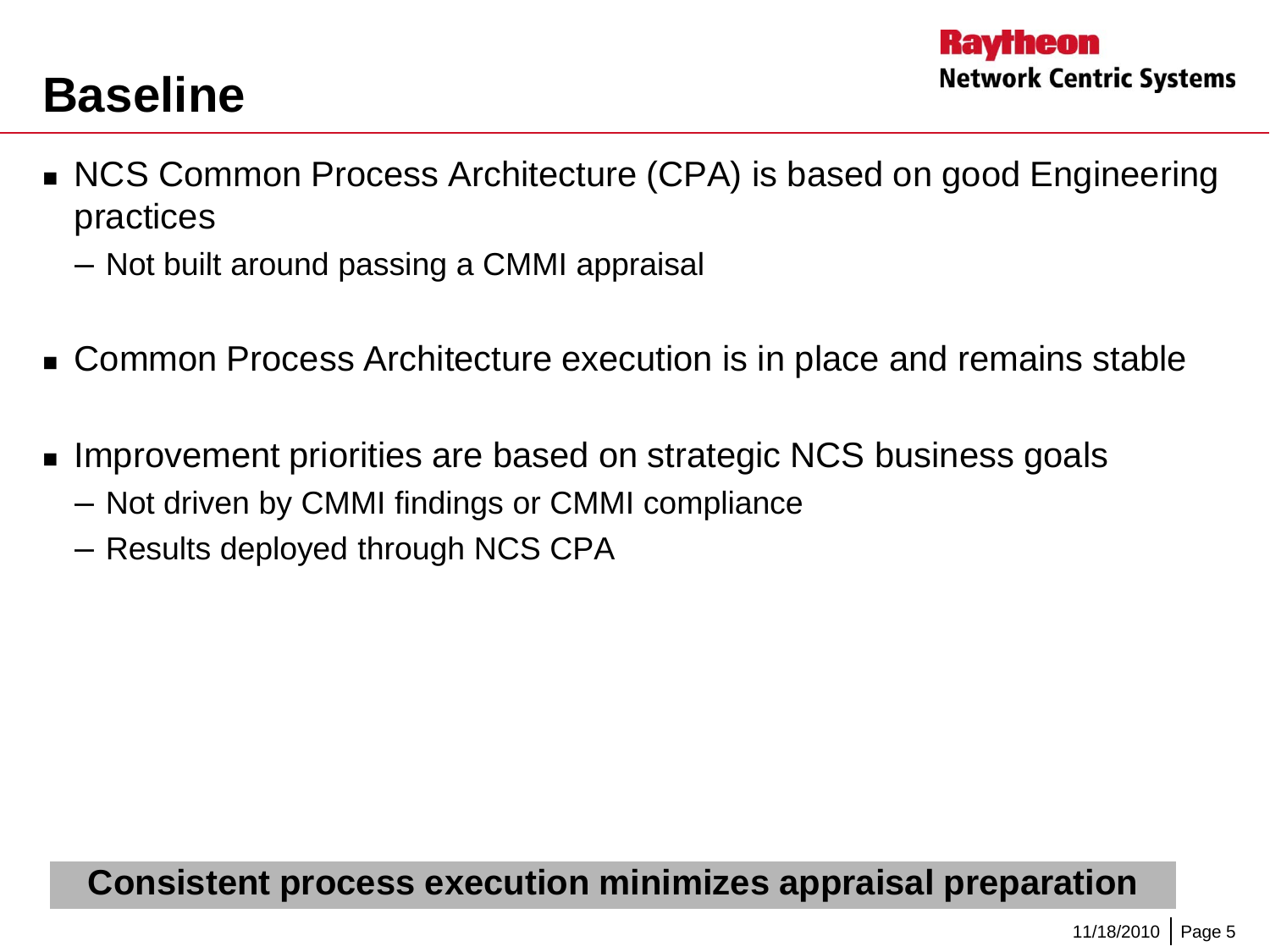# Baseline

- NCS Common Process Architecture (CPA) is based on good Engineering practices
  - Not built around passing a CMMI appraisal
- Common Process Architecture execution is in place and remains stable
- Improvement priorities are based on strategic NCS business goals
  - Not driven by CMMI findings or CMMI compliance
  - Results deployed through NCS CPA

**Consistent process execution minimizes appraisal preparation**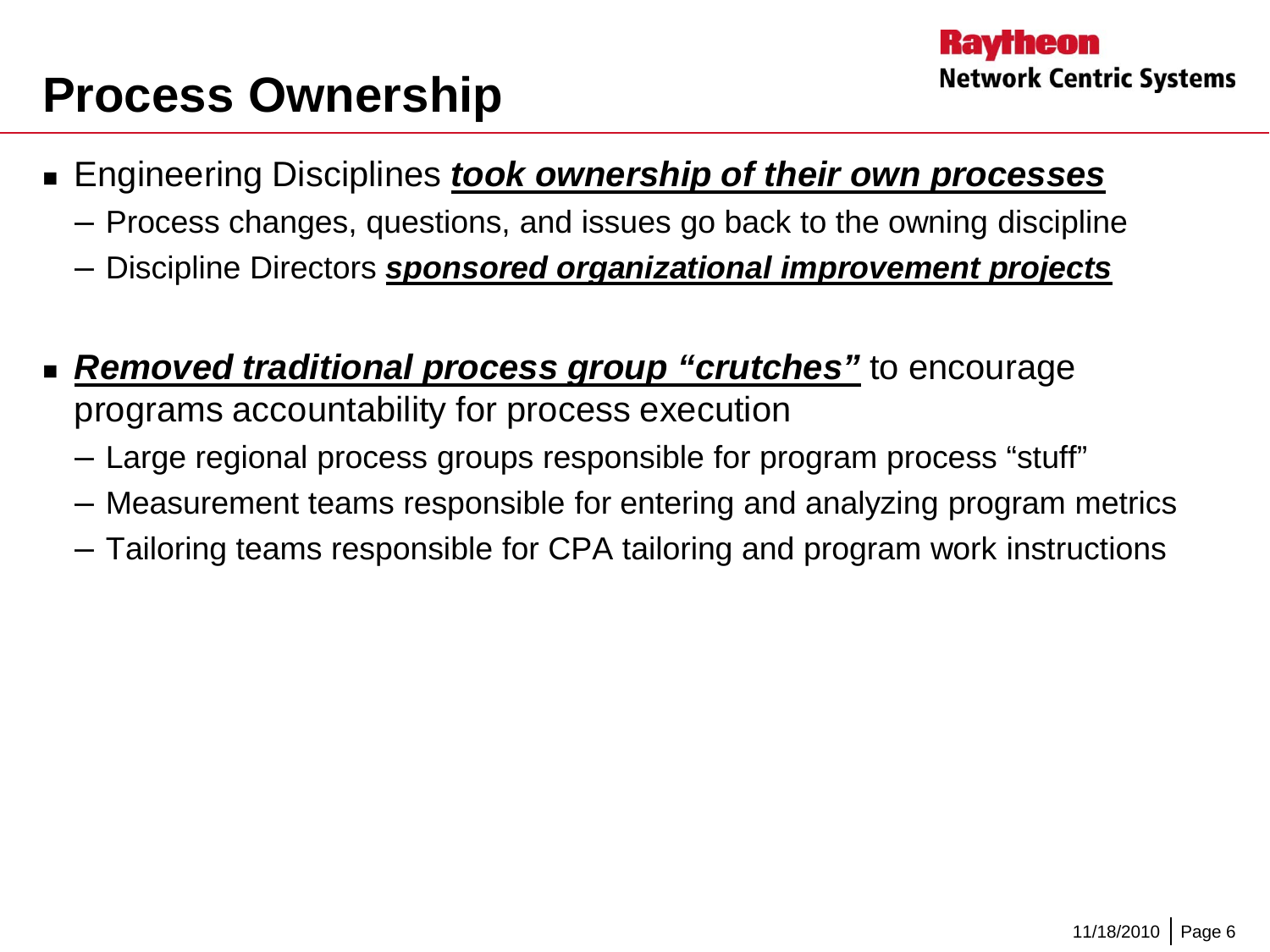# Process Ownership

- Engineering Disciplines ***took ownership of their own processes***
  - Process changes, questions, and issues go back to the owning discipline
  - Discipline Directors ***sponsored organizational improvement projects***
- ***Removed traditional process group "crutches"*** to encourage programs accountability for process execution
  - Large regional process groups responsible for program process "stuff"
  - Measurement teams responsible for entering and analyzing program metrics
  - Tailoring teams responsible for CPA tailoring and program work instructions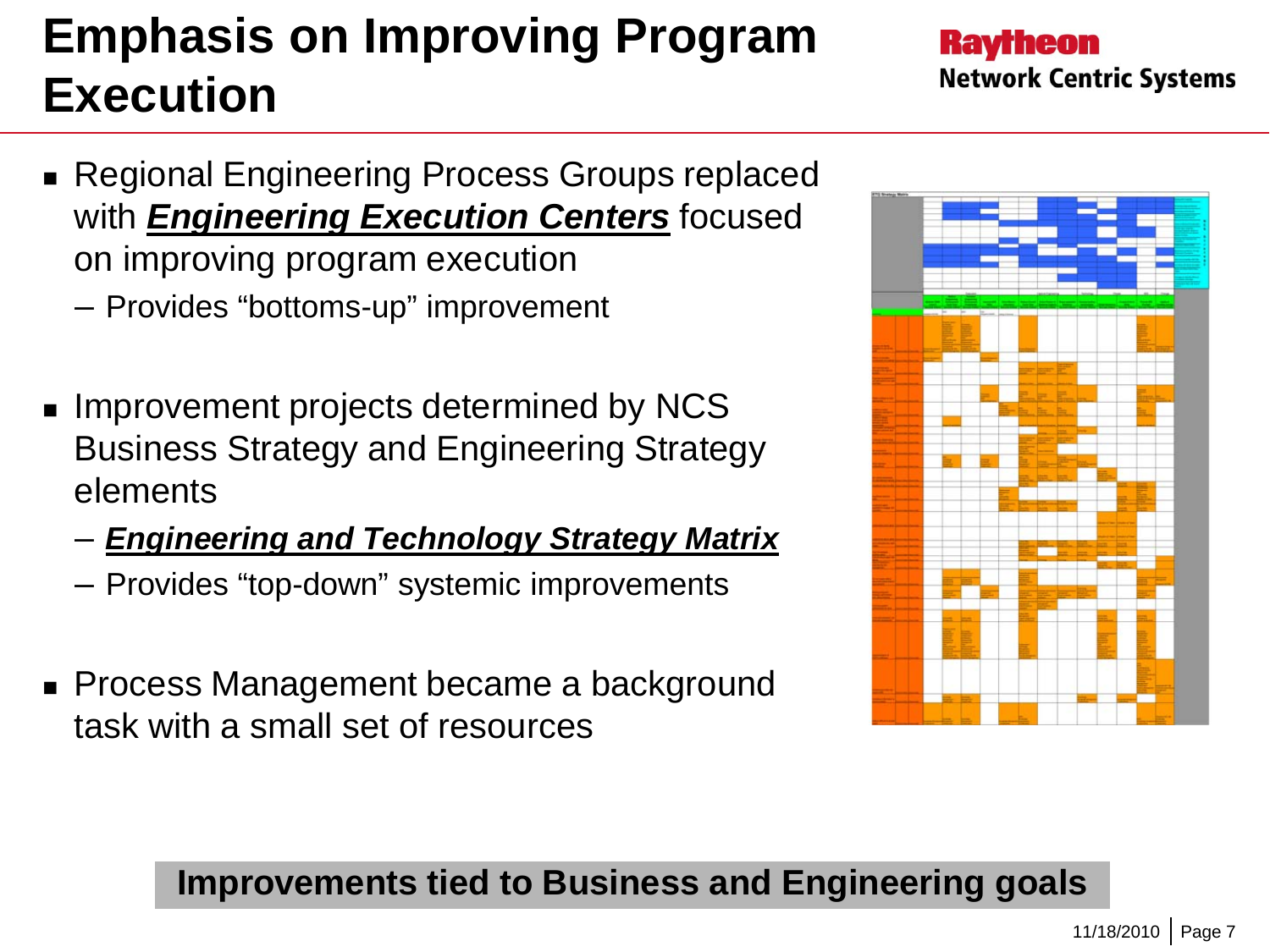# Emphasis on Improving Program Execution

- Regional Engineering Process Groups replaced with ***Engineering Execution Centers*** focused on improving program execution
  - Provides "bottoms-up" improvement
- Improvement projects determined by NCS Business Strategy and Engineering Strategy elements
  - ***Engineering and Technology Strategy Matrix***
  - Provides "top-down" systemic improvements
- Process Management became a background task with a small set of resources

**Improvements tied to Business and Engineering goals**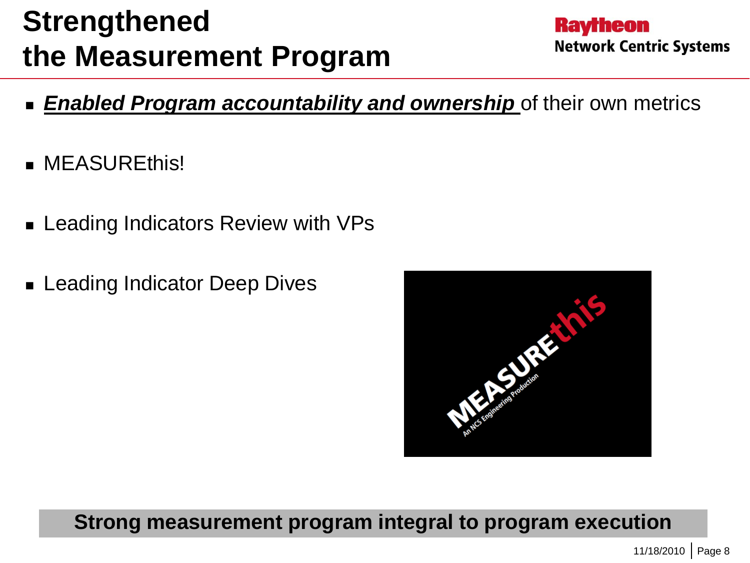# Strengthened the Measurement Program

- ***Enabled Program accountability and ownership*** of their own metrics
- MEASUREthis!
- Leading Indicators Review with VPs
- Leading Indicator Deep Dives

**Strong measurement program integral to program execution**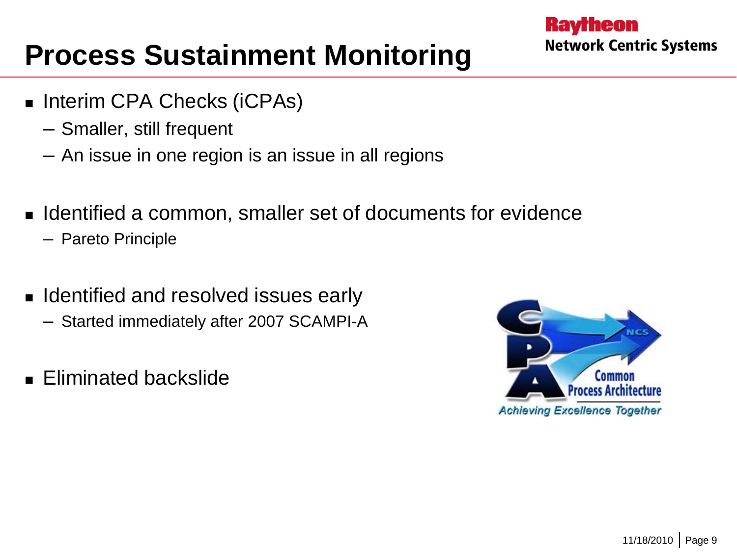# Process Sustainment Monitoring

- Interim CPA Checks (iCPAs)
  - Smaller, still frequent
  - An issue in one region is an issue in all regions
- Identified a common, smaller set of documents for evidence
  - Pareto Principle
- Identified and resolved issues early
  - Started immediately after 2007 SCAMPI-A
- Eliminated backslide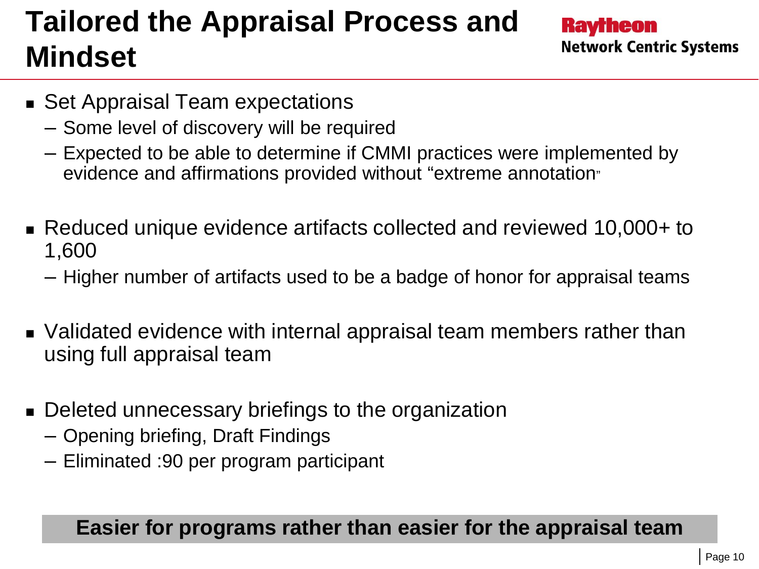# Tailored the Appraisal Process and Mindset

Raytheon
Network Centric Systems

- Set Appraisal Team expectations
  - Some level of discovery will be required
  - Expected to be able to determine if CMMI practices were implemented by evidence and affirmations provided without "extreme annotation"
- Reduced unique evidence artifacts collected and reviewed 10,000+ to 1,600
  - Higher number of artifacts used to be a badge of honor for appraisal teams
- Validated evidence with internal appraisal team members rather than using full appraisal team
- Deleted unnecessary briefings to the organization
  - Opening briefing, Draft Findings
  - Eliminated :90 per program participant

**Easier for programs rather than easier for the appraisal team**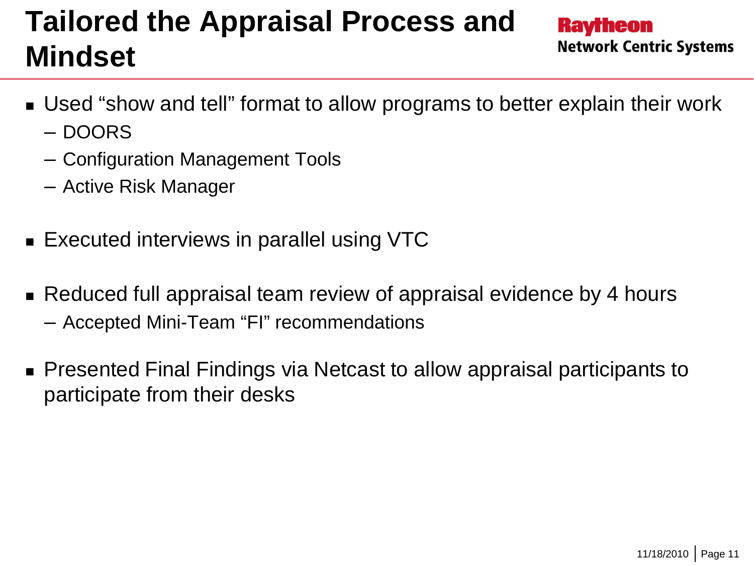# Tailored the Appraisal Process and Mindset

- Used "show and tell" format to allow programs to better explain their work
  - DOORS
  - Configuration Management Tools
  - Active Risk Manager
- Executed interviews in parallel using VTC
- Reduced full appraisal team review of appraisal evidence by 4 hours
  - Accepted Mini-Team "FI" recommendations
- Presented Final Findings via Netcast to allow appraisal participants to participate from their desks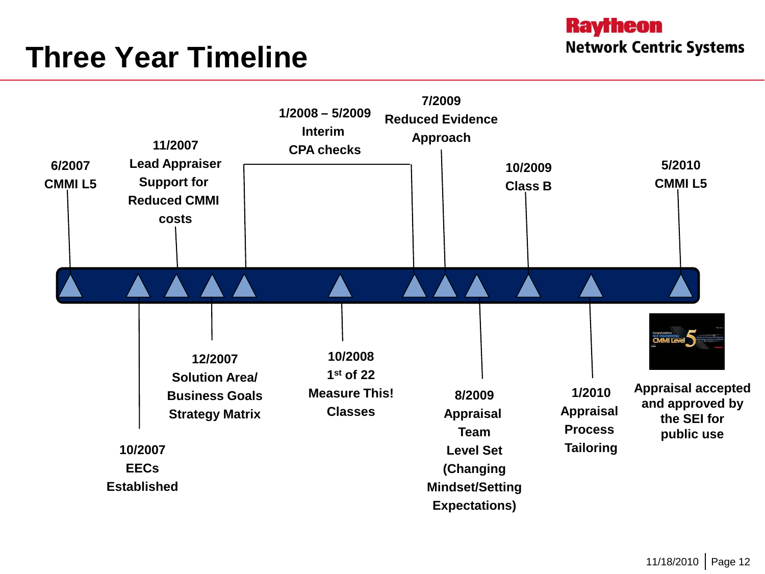# Three Year Timeline

- 6/2007 CMMI L5
- 10/2007 EECs Established
- 11/2007 Lead Appraiser Support for Reduced CMMI costs
- 12/2007 Solution Area/ Business Goals Strategy Matrix
- 1/2008 – 5/2009 Interim CPA checks
- 10/2008 1st of 22 Measure This! Classes
- 7/2009 Reduced Evidence Approach
- 8/2009 Appraisal Team Level Set (Changing Mindset/Setting Expectations)
- 10/2009 Class B
- 1/2010 Appraisal Process Tailoring
- 5/2010 CMMI L5

Appraisal accepted and approved by the SEI for public use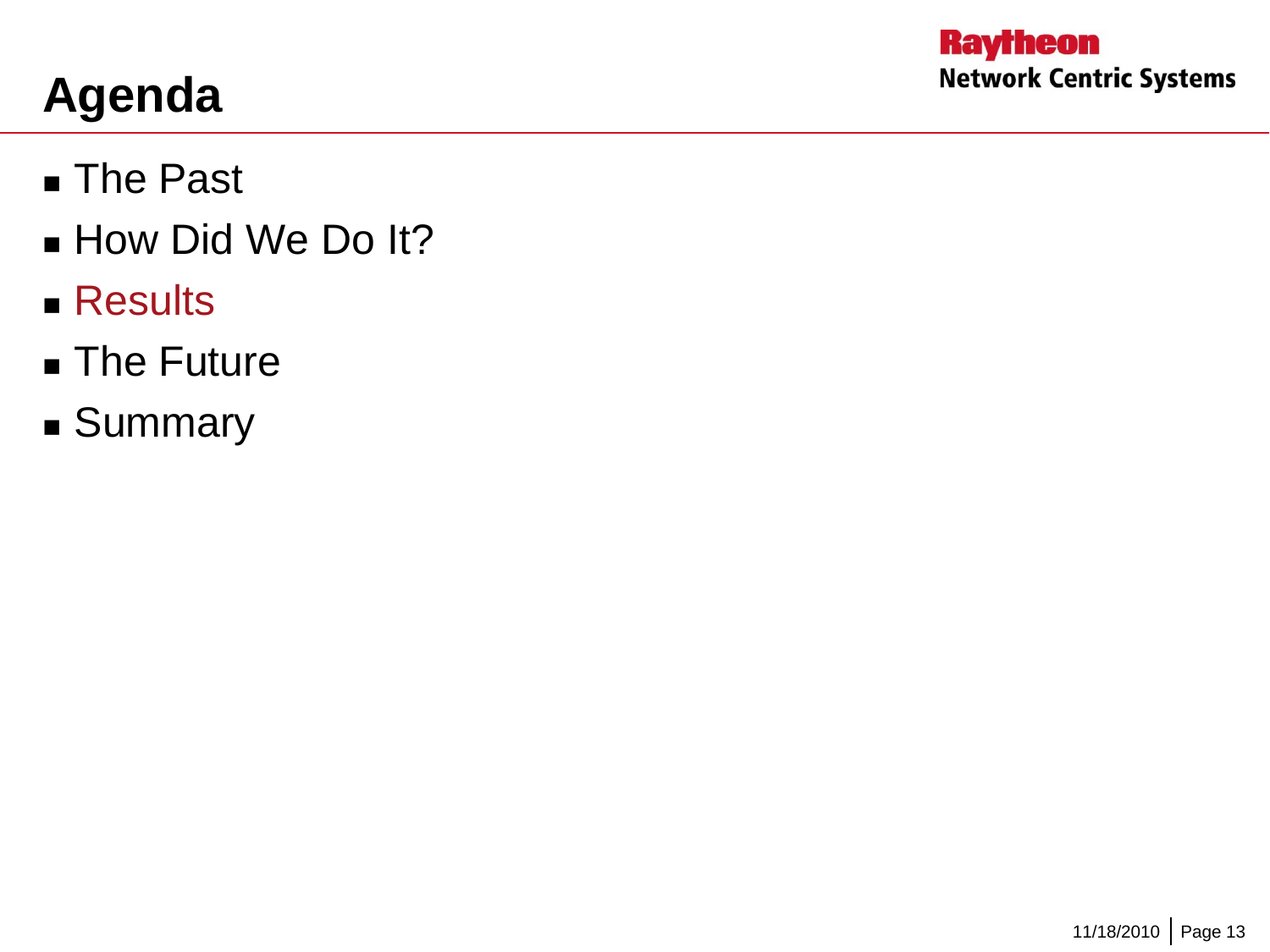# Agenda

- The Past
- How Did We Do It?
- Results
- The Future
- Summary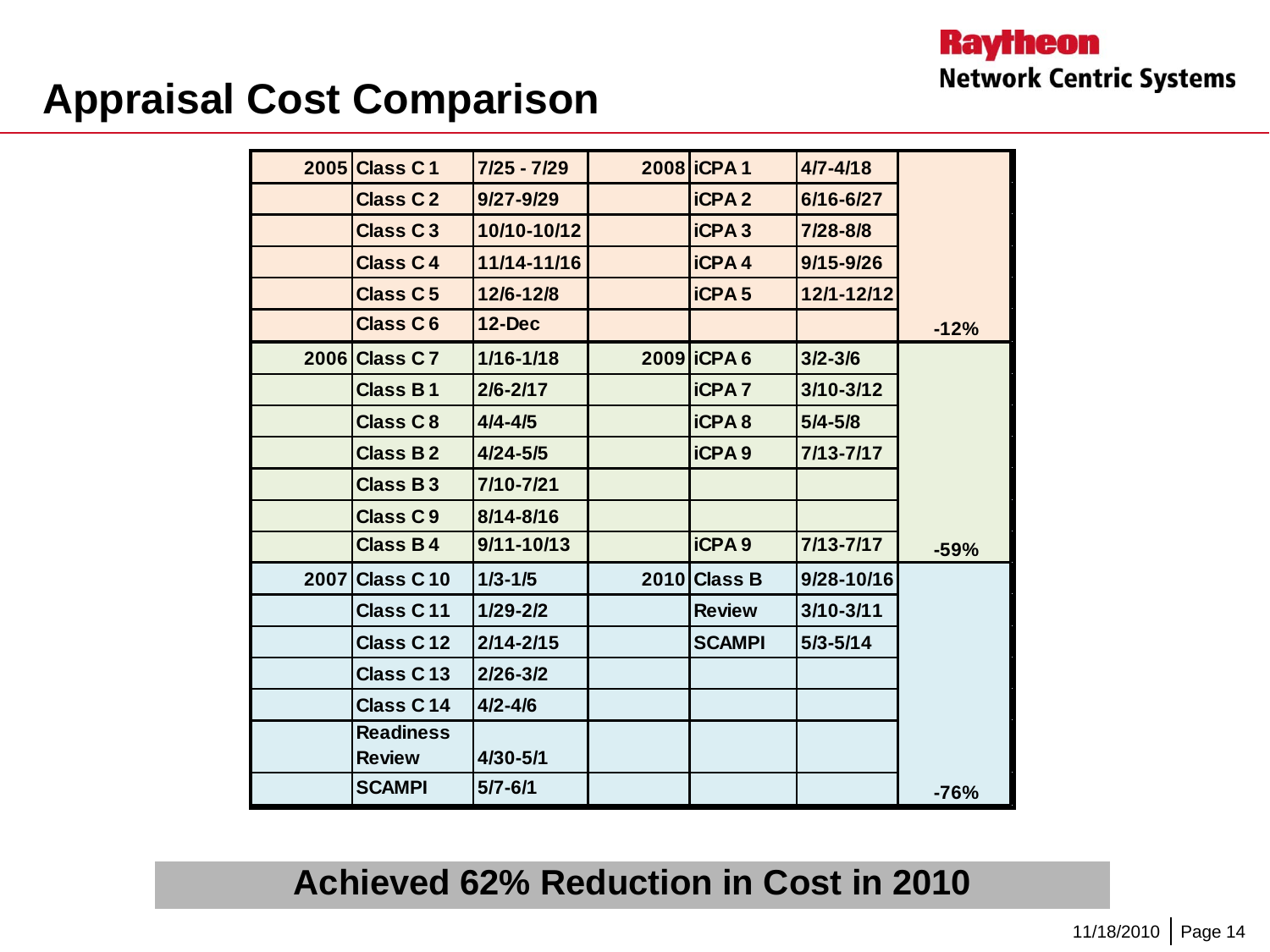# Appraisal Cost Comparison

| | | | | | | |
|---|---|---|---|---|---|---|
| 2005 | Class C 1 | 7/25 - 7/29 | 2008 | iCPA 1 | 4/7-4/18 | |
| | Class C 2 | 9/27-9/29 | | iCPA 2 | 6/16-6/27 | |
| | Class C 3 | 10/10-10/12 | | iCPA 3 | 7/28-8/8 | |
| | Class C 4 | 11/14-11/16 | | iCPA 4 | 9/15-9/26 | |
| | Class C 5 | 12/6-12/8 | | iCPA 5 | 12/1-12/12 | |
| | Class C 6 | 12-Dec | | | | -12% |
| 2006 | Class C 7 | 1/16-1/18 | 2009 | iCPA 6 | 3/2-3/6 | |
| | Class B 1 | 2/6-2/17 | | iCPA 7 | 3/10-3/12 | |
| | Class C 8 | 4/4-4/5 | | iCPA 8 | 5/4-5/8 | |
| | Class B 2 | 4/24-5/5 | | iCPA 9 | 7/13-7/17 | |
| | Class B 3 | 7/10-7/21 | | | | |
| | Class C 9 | 8/14-8/16 | | | | |
| | Class B 4 | 9/11-10/13 | | iCPA 9 | 7/13-7/17 | -59% |
| 2007 | Class C 10 | 1/3-1/5 | 2010 | Class B | 9/28-10/16 | |
| | Class C 11 | 1/29-2/2 | | Review | 3/10-3/11 | |
| | Class C 12 | 2/14-2/15 | | SCAMPI | 5/3-5/14 | |
| | Class C 13 | 2/26-3/2 | | | | |
| | Class C 14 | 4/2-4/6 | | | | |
| | Readiness Review | 4/30-5/1 | | | | |
| | SCAMPI | 5/7-6/1 | | | | -76% |

**Achieved 62% Reduction in Cost in 2010**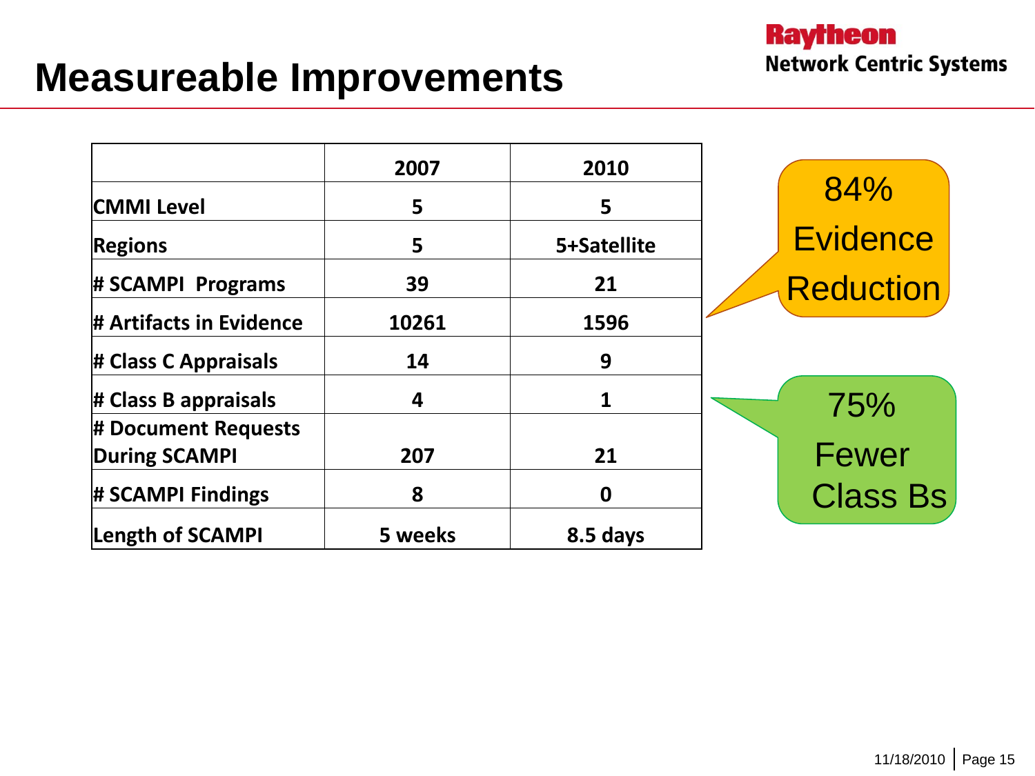# Measureable Improvements

| | 2007 | 2010 |
|---|---|---|
| CMMI Level | 5 | 5 |
| Regions | 5 | 5+Satellite |
| # SCAMPI Programs | 39 | 21 |
| # Artifacts in Evidence | 10261 | 1596 |
| # Class C Appraisals | 14 | 9 |
| # Class B appraisals | 4 | 1 |
| # Document Requests During SCAMPI | 207 | 21 |
| # SCAMPI Findings | 8 | 0 |
| Length of SCAMPI | 5 weeks | 8.5 days |

84% Evidence Reduction

75% Fewer Class Bs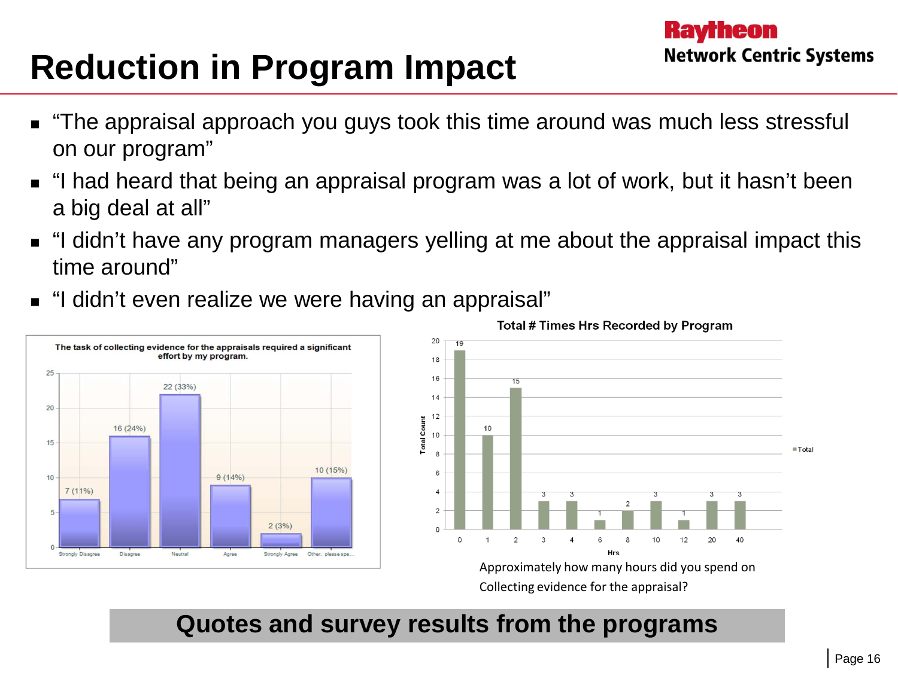# Reduction in Program Impact

- "The appraisal approach you guys took this time around was much less stressful on our program"
- "I had heard that being an appraisal program was a lot of work, but it hasn't been a big deal at all"
- "I didn't have any program managers yelling at me about the appraisal impact this time around"
- "I didn't even realize we were having an appraisal"

**The task of collecting evidence for the appraisals required a significant effort by my program.**

| Response | Count (%) |
|---|---|
| Strongly Disagree | 7 (11%) |
| Disagree | 16 (24%) |
| Neutral | 22 (33%) |
| Agree | 9 (14%) |
| Strongly Agree | 2 (3%) |
| Other, please spe... | 10 (15%) |

**Total # Times Hrs Recorded by Program**

| Hrs | 0 | 1 | 2 | 3 | 4 | 6 | 8 | 10 | 12 | 20 | 40 |
|---|---|---|---|---|---|---|---|---|---|---|---|
| Total Count | 19 | 10 | 15 | 3 | 3 | 1 | 2 | 3 | 1 | 3 | 3 |

Approximately how many hours did you spend on Collecting evidence for the appraisal?

**Quotes and survey results from the programs**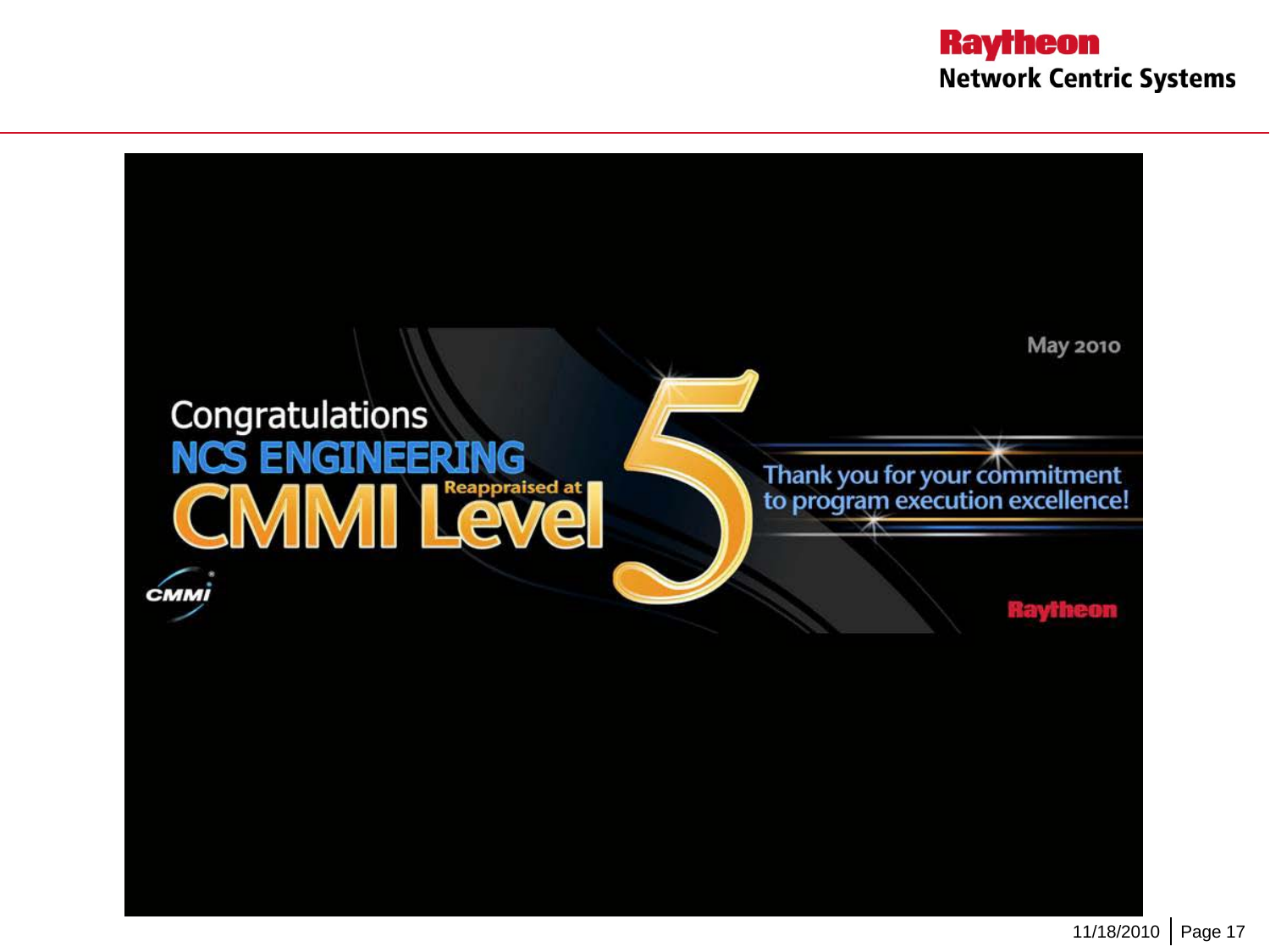Congratulations

NCS ENGINEERING

Reappraised at CMMI Level 5

May 2010

Thank you for your commitment to program execution excellence!

Raytheon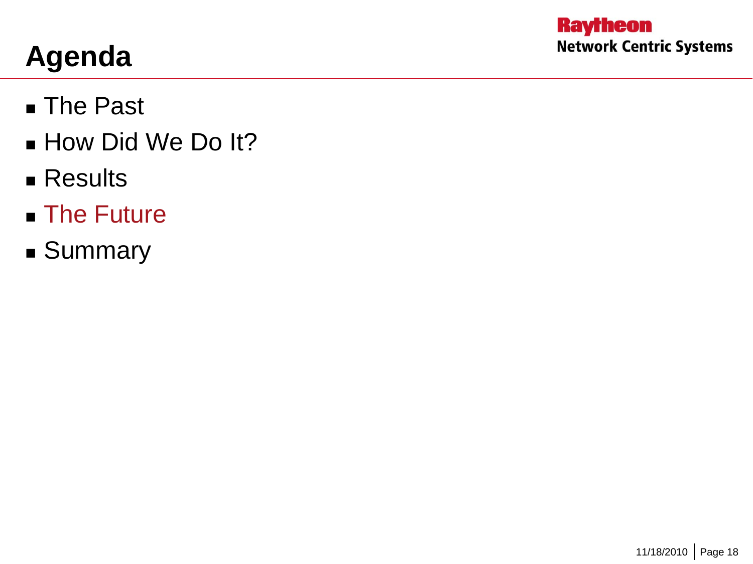# Agenda

- The Past
- How Did We Do It?
- Results
- The Future
- Summary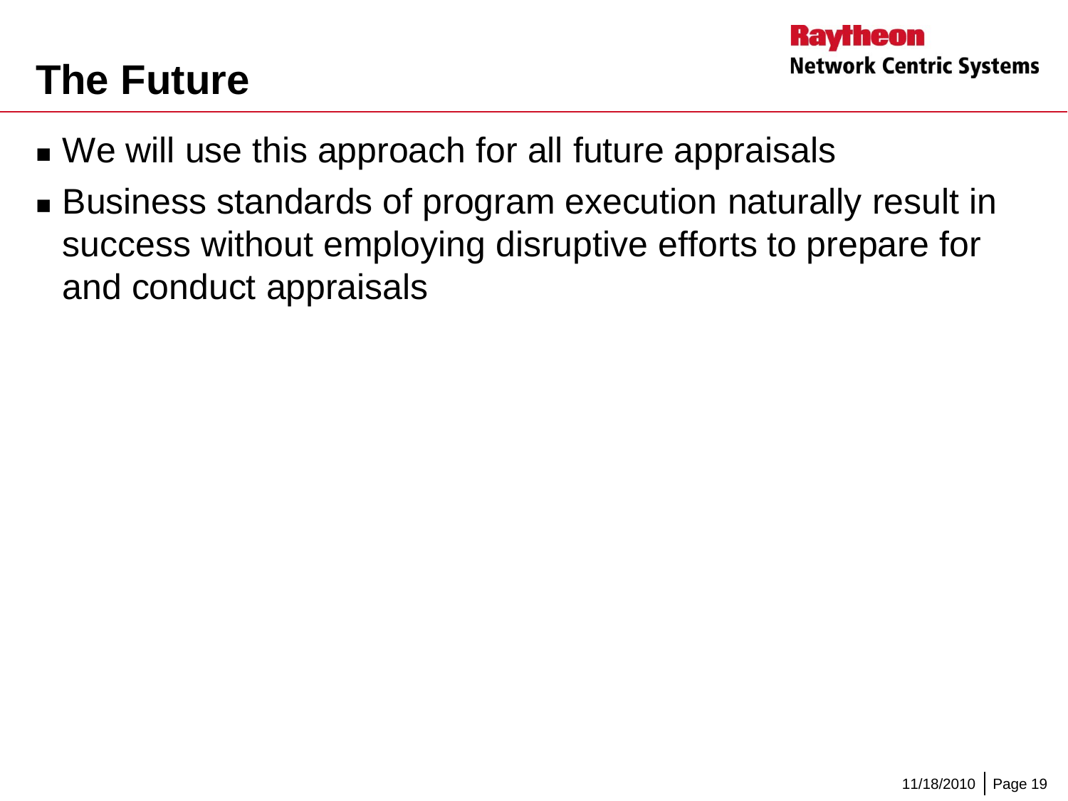# The Future

- We will use this approach for all future appraisals
- Business standards of program execution naturally result in success without employing disruptive efforts to prepare for and conduct appraisals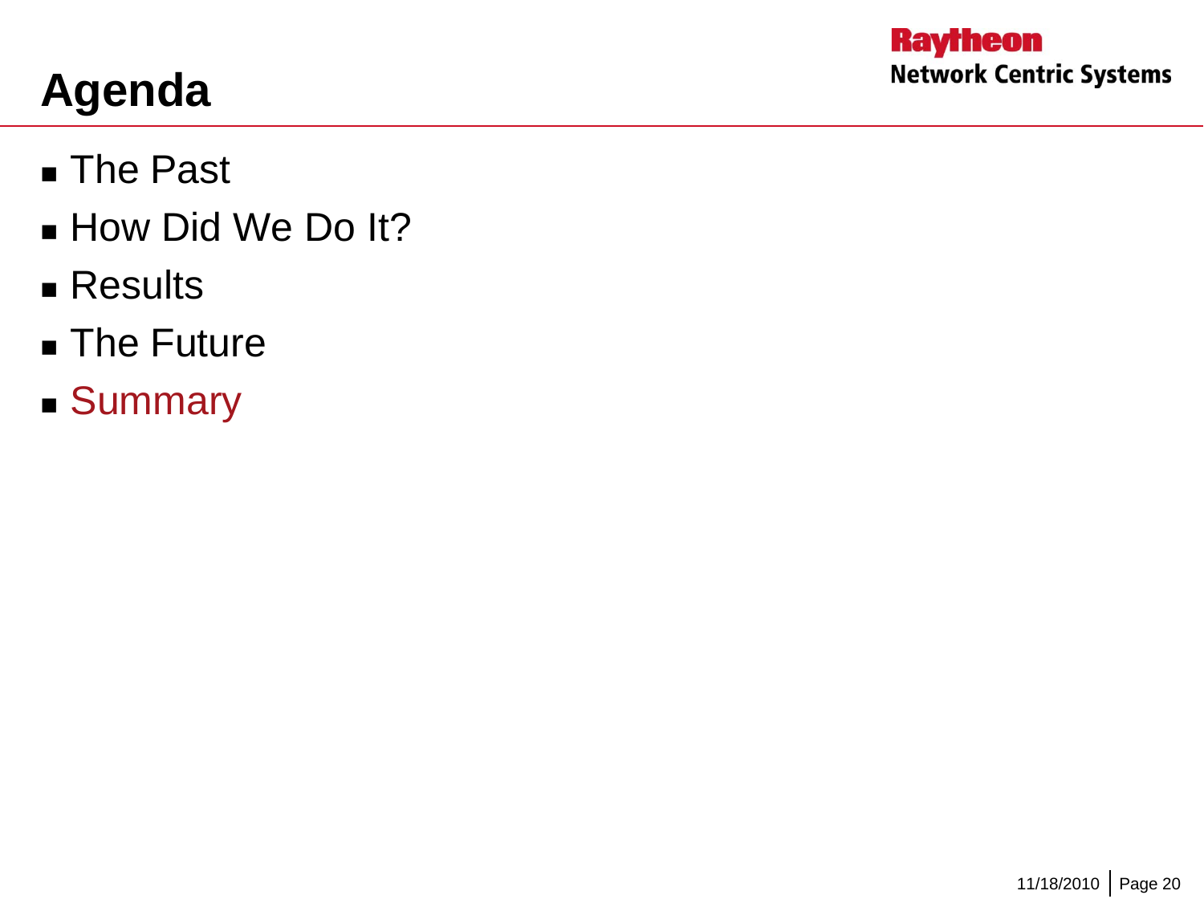# Agenda

- The Past
- How Did We Do It?
- Results
- The Future
- Summary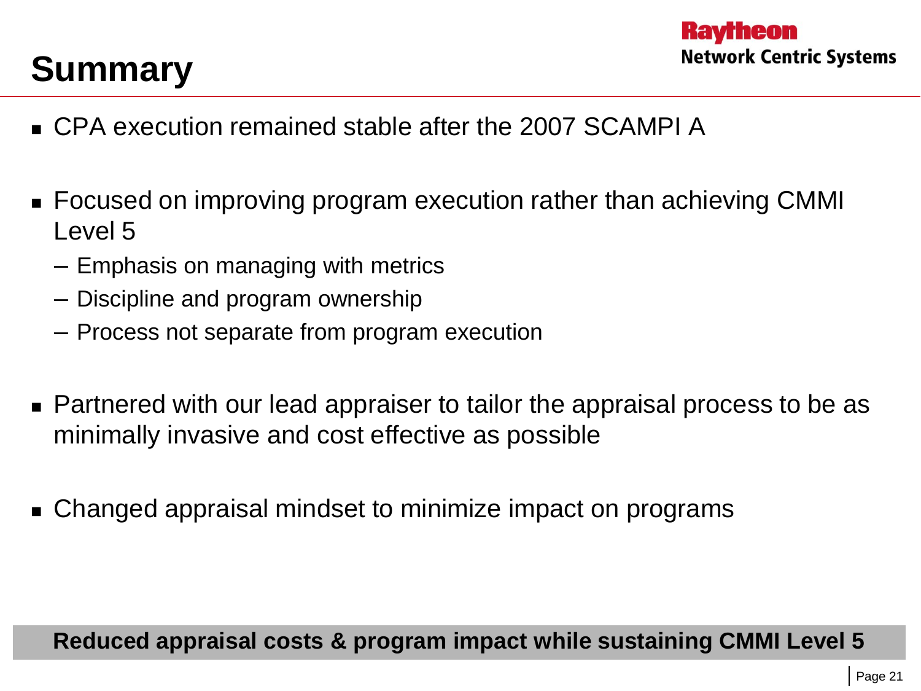# Summary

Raytheon
Network Centric Systems

- CPA execution remained stable after the 2007 SCAMPI A
- Focused on improving program execution rather than achieving CMMI Level 5
  - Emphasis on managing with metrics
  - Discipline and program ownership
  - Process not separate from program execution
- Partnered with our lead appraiser to tailor the appraisal process to be as minimally invasive and cost effective as possible
- Changed appraisal mindset to minimize impact on programs

**Reduced appraisal costs & program impact while sustaining CMMI Level 5**